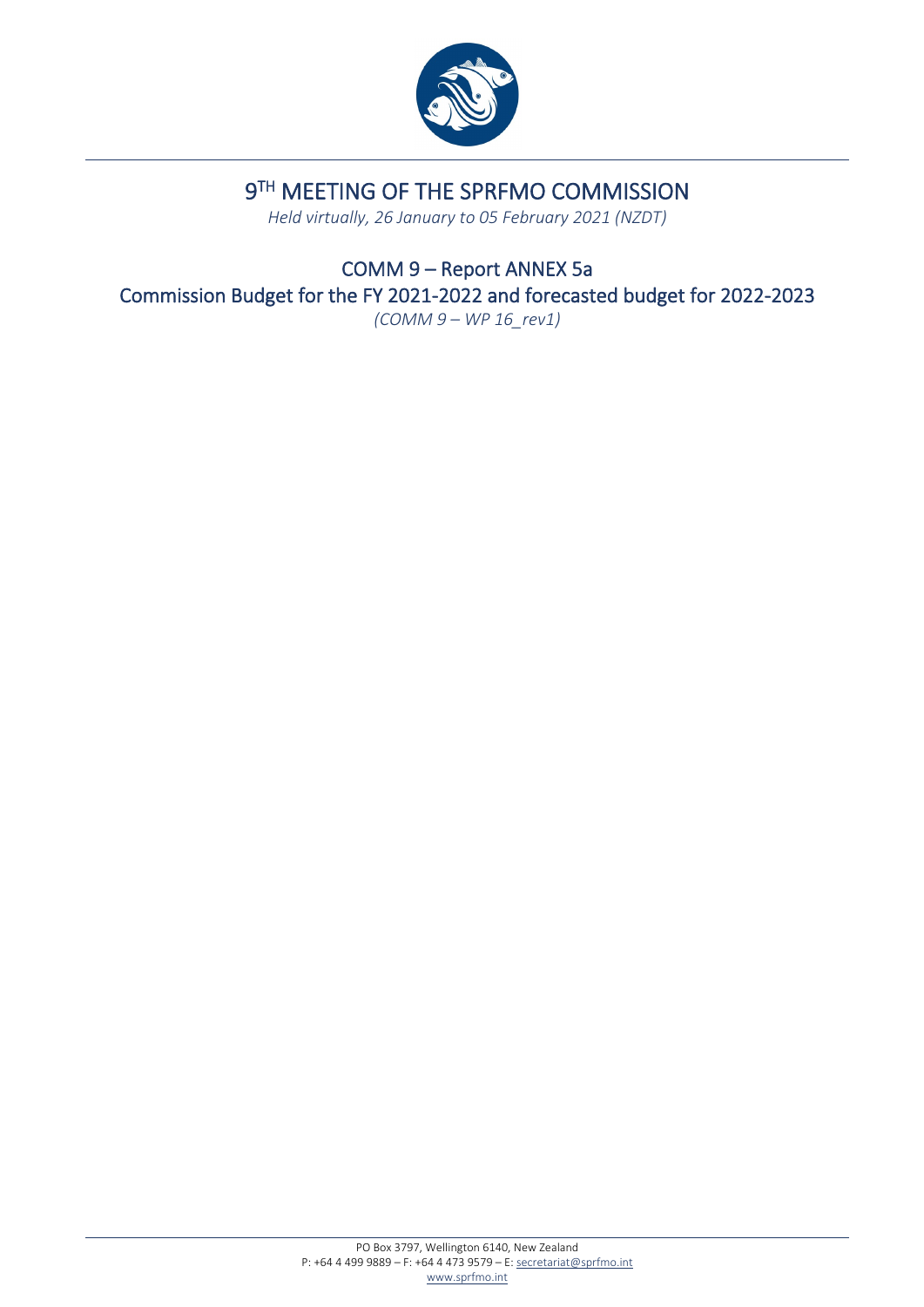# 9[TH] MEETING OF THE SPRFMO COMMISSION

*Held virtually, 26 January to 05 February 2021 (NZDT)*

## COMM 9 – Report ANNEX 5a
## Commission Budget for the FY 2021-2022 and forecasted budget for 2022-2023

*(COMM 9 – WP 16_rev1)*

PO Box 3797, Wellington 6140, New Zealand
P: +64 4 499 9889 – F: +64 4 473 9579 – E: secretariat@sprfmo.int
www.sprfmo.int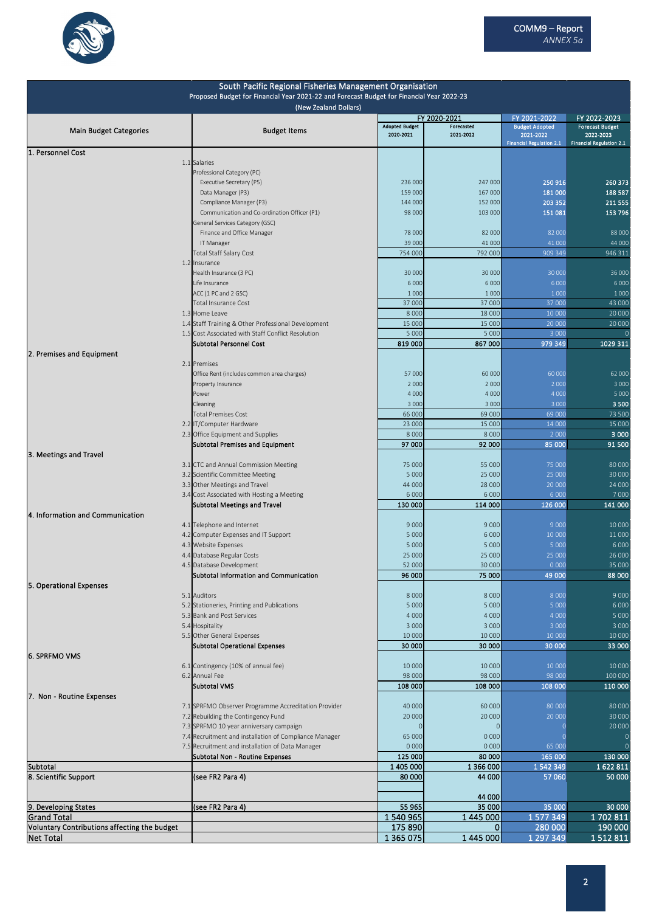COMM9 – Report
*ANNEX 5a*

## South Pacific Regional Fisheries Management Organisation

Proposed Budget for Financial Year 2021-22 and Forecast Budget for Financial Year 2022-23

(New Zealand Dollars)

| Main Budget Categories | | Budget Items | FY 2020-2021 Adopted Budget 2020-2021 | FY 2020-2021 Forecasted 2021-2022 | FY 2021-2022 Budget Adopted 2021-2022 Financial Regulation 2.1 | FY 2022-2023 Forecast Budget 2022-2023 Financial Regulation 2.1 |
|---|---|---|---|---|---|---|
| 1. Personnel Cost | | | | | | |
| | 1.1 | Salaries | | | | |
| | | Professional Category (PC) | | | | |
| | | Executive Secretary (P5) | 236 000 | 247 000 | 250 916 | 260 373 |
| | | Data Manager (P3) | 159 000 | 167 000 | 181 000 | 188 587 |
| | | Compliance Manager (P3) | 144 000 | 152 000 | 203 352 | 211 555 |
| | | Communication and Co-ordination Officer (P1) | 98 000 | 103 000 | 151 081 | 153 796 |
| | | General Services Category (GSC) | | | | |
| | | Finance and Office Manager | 78 000 | 82 000 | 82 000 | 88 000 |
| | | IT Manager | 39 000 | 41 000 | 41 000 | 44 000 |
| | | Total Staff Salary Cost | 754 000 | 792 000 | 909 349 | 946 311 |
| | 1.2 | Insurance | | | | |
| | | Health Insurance (3 PC) | 30 000 | 30 000 | 30 000 | 36 000 |
| | | Life Insurance | 6 000 | 6 000 | 6 000 | 6 000 |
| | | ACC (1 PC and 2 GSC) | 1 000 | 1 000 | 1 000 | 1 000 |
| | | Total Insurance Cost | 37 000 | 37 000 | 37 000 | 43 000 |
| | 1.3 | Home Leave | 8 000 | 18 000 | 10 000 | 20 000 |
| | 1.4 | Staff Training & Other Professional Development | 15 000 | 15 000 | 20 000 | 20 000 |
| | 1.5 | Cost Associated with Staff Conflict Resolution | 5 000 | 5 000 | 3 000 | 0 |
| | | **Subtotal Personnel Cost** | 819 000 | 867 000 | 979 349 | 1029 311 |
| 2. Premises and Equipment | | | | | | |
| | 2.1 | Premises | | | | |
| | | Office Rent (includes common area charges) | 57 000 | 60 000 | 60 000 | 62 000 |
| | | Property Insurance | 2 000 | 2 000 | 2 000 | 3 000 |
| | | Power | 4 000 | 4 000 | 4 000 | 5 000 |
| | | Cleaning | 3 000 | 3 000 | 3 000 | 3 500 |
| | | Total Premises Cost | 66 000 | 69 000 | 69 000 | 73 500 |
| | 2.2 | IT/Computer Hardware | 23 000 | 15 000 | 14 000 | 15 000 |
| | 2.3 | Office Equipment and Supplies | 8 000 | 8 000 | 2 000 | 3 000 |
| | | **Subtotal Premises and Equipment** | 97 000 | 92 000 | 85 000 | 91 500 |
| 3. Meetings and Travel | | | | | | |
| | 3.1 | CTC and Annual Commission Meeting | 75 000 | 55 000 | 75 000 | 80 000 |
| | 3.2 | Scientific Committee Meeting | 5 000 | 25 000 | 25 000 | 30 000 |
| | 3.3 | Other Meetings and Travel | 44 000 | 28 000 | 20 000 | 24 000 |
| | 3.4 | Cost Associated with Hosting a Meeting | 6 000 | 6 000 | 6 000 | 7 000 |
| | | **Subtotal Meetings and Travel** | 130 000 | 114 000 | 126 000 | 141 000 |
| 4. Information and Communication | | | | | | |
| | 4.1 | Telephone and Internet | 9 000 | 9 000 | 9 000 | 10 000 |
| | 4.2 | Computer Expenses and IT Support | 5 000 | 6 000 | 10 000 | 11 000 |
| | 4.3 | Website Expenses | 5 000 | 5 000 | 5 000 | 6 000 |
| | 4.4 | Database Regular Costs | 25 000 | 25 000 | 25 000 | 26 000 |
| | 4.5 | Database Development | 52 000 | 30 000 | 0 000 | 35 000 |
| | | **Subtotal Information and Communication** | 96 000 | 75 000 | 49 000 | 88 000 |
| 5. Operational Expenses | | | | | | |
| | 5.1 | Auditors | 8 000 | 8 000 | 8 000 | 9 000 |
| | 5.2 | Stationeries, Printing and Publications | 5 000 | 5 000 | 5 000 | 6 000 |
| | 5.3 | Bank and Post Services | 4 000 | 4 000 | 4 000 | 5 000 |
| | 5.4 | Hospitality | 3 000 | 3 000 | 3 000 | 3 000 |
| | 5.5 | Other General Expenses | 10 000 | 10 000 | 10 000 | 10 000 |
| | | **Subtotal Operational Expenses** | 30 000 | 30 000 | 30 000 | 33 000 |
| 6. SPRFMO VMS | | | | | | |
| | 6.1 | Contingency (10% of annual fee) | 10 000 | 10 000 | 10 000 | 10 000 |
| | 6.2 | Annual Fee | 98 000 | 98 000 | 98 000 | 100 000 |
| | | **Subtotal VMS** | 108 000 | 108 000 | 108 000 | 110 000 |
| 7. Non - Routine Expenses | | | | | | |
| | 7.1 | SPRFMO Observer Programme Accreditation Provider | 40 000 | 60 000 | 80 000 | 80 000 |
| | 7.2 | Rebuilding the Contingency Fund | 20 000 | 20 000 | 20 000 | 30 000 |
| | 7.3 | SPRFMO 10 year anniversary campaign | 0 | 0 | 0 | 20 000 |
| | 7.4 | Recruitment and installation of Compliance Manager | 65 000 | 0 000 | 0 | 0 |
| | 7.5 | Recruitment and installation of Data Manager | 0 000 | 0 000 | 65 000 | 0 |
| | | **Subtotal Non - Routine Expenses** | 125 000 | 80 000 | 165 000 | 130 000 |
| Subtotal | | | 1 405 000 | 1 366 000 | 1 542 349 | 1 622 811 |
| 8. Scientific Support | | (see FR2 Para 4) | 80 000 | 44 000 | 57 060 | 50 000 |
| | | | | 44 000 | | |
| 9. Developing States | | (see FR2 Para 4) | 55 965 | 35 000 | 35 000 | 30 000 |
| Grand Total | | | 1 540 965 | 1 445 000 | 1 577 349 | 1 702 811 |
| Voluntary Contributions affecting the budget | | | 175 890 | 0 | 280 000 | 190 000 |
| Net Total | | | 1 365 075 | 1 445 000 | 1 297 349 | 1 512 811 |